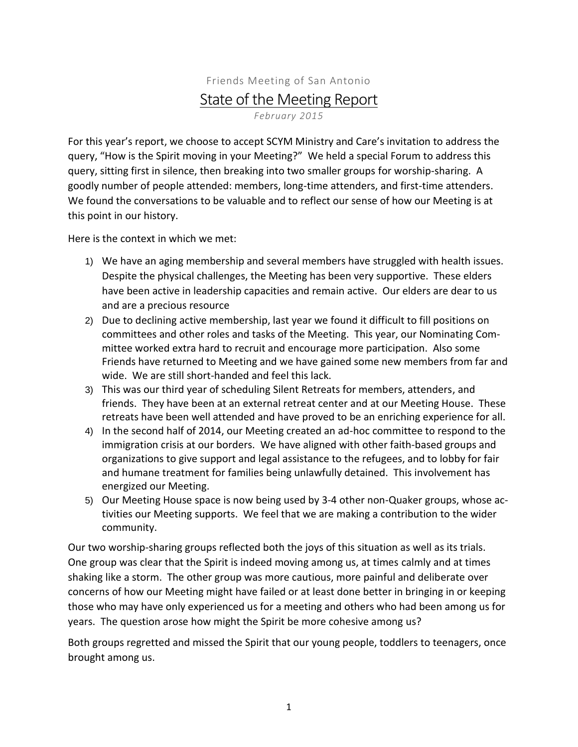Friends Meeting of San Antonio

# State of the Meeting Report

*February 2015*

For this year's report, we choose to accept SCYM Ministry and Care's invitation to address the query, "How is the Spirit moving in your Meeting?" We held a special Forum to address this query, sitting first in silence, then breaking into two smaller groups for worship-sharing. A goodly number of people attended: members, long-time attenders, and first-time attenders. We found the conversations to be valuable and to reflect our sense of how our Meeting is at this point in our history.

Here is the context in which we met:

1) We have an aging membership and several members have struggled with health issues. Despite the physical challenges, the Meeting has been very supportive. These elders have been active in leadership capacities and remain active. Our elders are dear to us and are a precious resource
2) Due to declining active membership, last year we found it difficult to fill positions on committees and other roles and tasks of the Meeting. This year, our Nominating Committee worked extra hard to recruit and encourage more participation. Also some Friends have returned to Meeting and we have gained some new members from far and wide. We are still short-handed and feel this lack.
3) This was our third year of scheduling Silent Retreats for members, attenders, and friends. They have been at an external retreat center and at our Meeting House. These retreats have been well attended and have proved to be an enriching experience for all.
4) In the second half of 2014, our Meeting created an ad-hoc committee to respond to the immigration crisis at our borders. We have aligned with other faith-based groups and organizations to give support and legal assistance to the refugees, and to lobby for fair and humane treatment for families being unlawfully detained. This involvement has energized our Meeting.
5) Our Meeting House space is now being used by 3-4 other non-Quaker groups, whose activities our Meeting supports. We feel that we are making a contribution to the wider community.

Our two worship-sharing groups reflected both the joys of this situation as well as its trials. One group was clear that the Spirit is indeed moving among us, at times calmly and at times shaking like a storm. The other group was more cautious, more painful and deliberate over concerns of how our Meeting might have failed or at least done better in bringing in or keeping those who may have only experienced us for a meeting and others who had been among us for years. The question arose how might the Spirit be more cohesive among us?

Both groups regretted and missed the Spirit that our young people, toddlers to teenagers, once brought among us.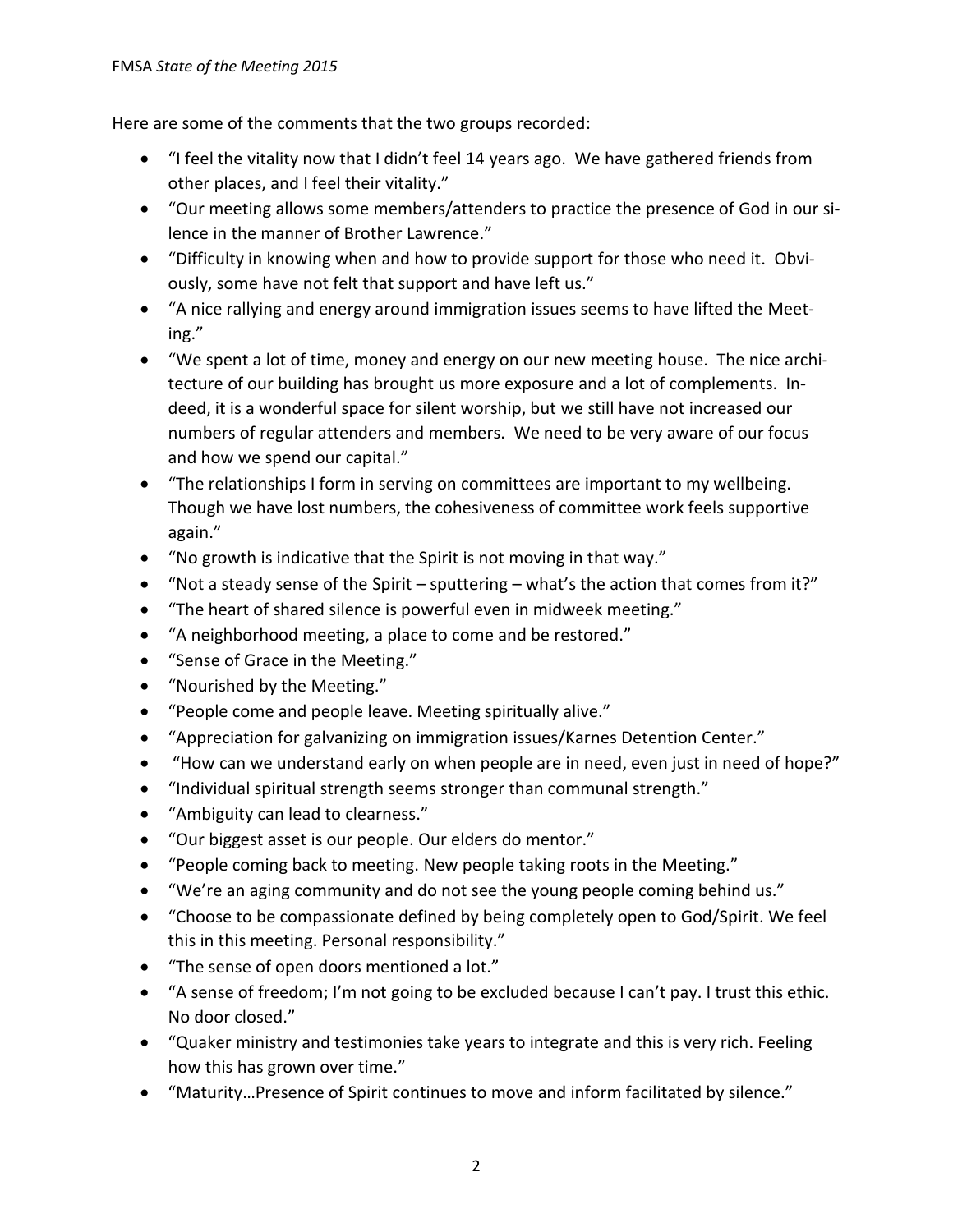Here are some of the comments that the two groups recorded:

- "I feel the vitality now that I didn't feel 14 years ago. We have gathered friends from other places, and I feel their vitality."
- "Our meeting allows some members/attenders to practice the presence of God in our silence in the manner of Brother Lawrence."
- "Difficulty in knowing when and how to provide support for those who need it. Obviously, some have not felt that support and have left us."
- "A nice rallying and energy around immigration issues seems to have lifted the Meeting."
- "We spent a lot of time, money and energy on our new meeting house. The nice architecture of our building has brought us more exposure and a lot of complements. Indeed, it is a wonderful space for silent worship, but we still have not increased our numbers of regular attenders and members. We need to be very aware of our focus and how we spend our capital."
- "The relationships I form in serving on committees are important to my wellbeing. Though we have lost numbers, the cohesiveness of committee work feels supportive again."
- "No growth is indicative that the Spirit is not moving in that way."
- "Not a steady sense of the Spirit – sputtering – what's the action that comes from it?"
- "The heart of shared silence is powerful even in midweek meeting."
- "A neighborhood meeting, a place to come and be restored."
- "Sense of Grace in the Meeting."
- "Nourished by the Meeting."
- "People come and people leave. Meeting spiritually alive."
- "Appreciation for galvanizing on immigration issues/Karnes Detention Center."
- "How can we understand early on when people are in need, even just in need of hope?"
- "Individual spiritual strength seems stronger than communal strength."
- "Ambiguity can lead to clearness."
- "Our biggest asset is our people. Our elders do mentor."
- "People coming back to meeting. New people taking roots in the Meeting."
- "We're an aging community and do not see the young people coming behind us."
- "Choose to be compassionate defined by being completely open to God/Spirit. We feel this in this meeting. Personal responsibility."
- "The sense of open doors mentioned a lot."
- "A sense of freedom; I'm not going to be excluded because I can't pay. I trust this ethic. No door closed."
- "Quaker ministry and testimonies take years to integrate and this is very rich. Feeling how this has grown over time."
- "Maturity…Presence of Spirit continues to move and inform facilitated by silence."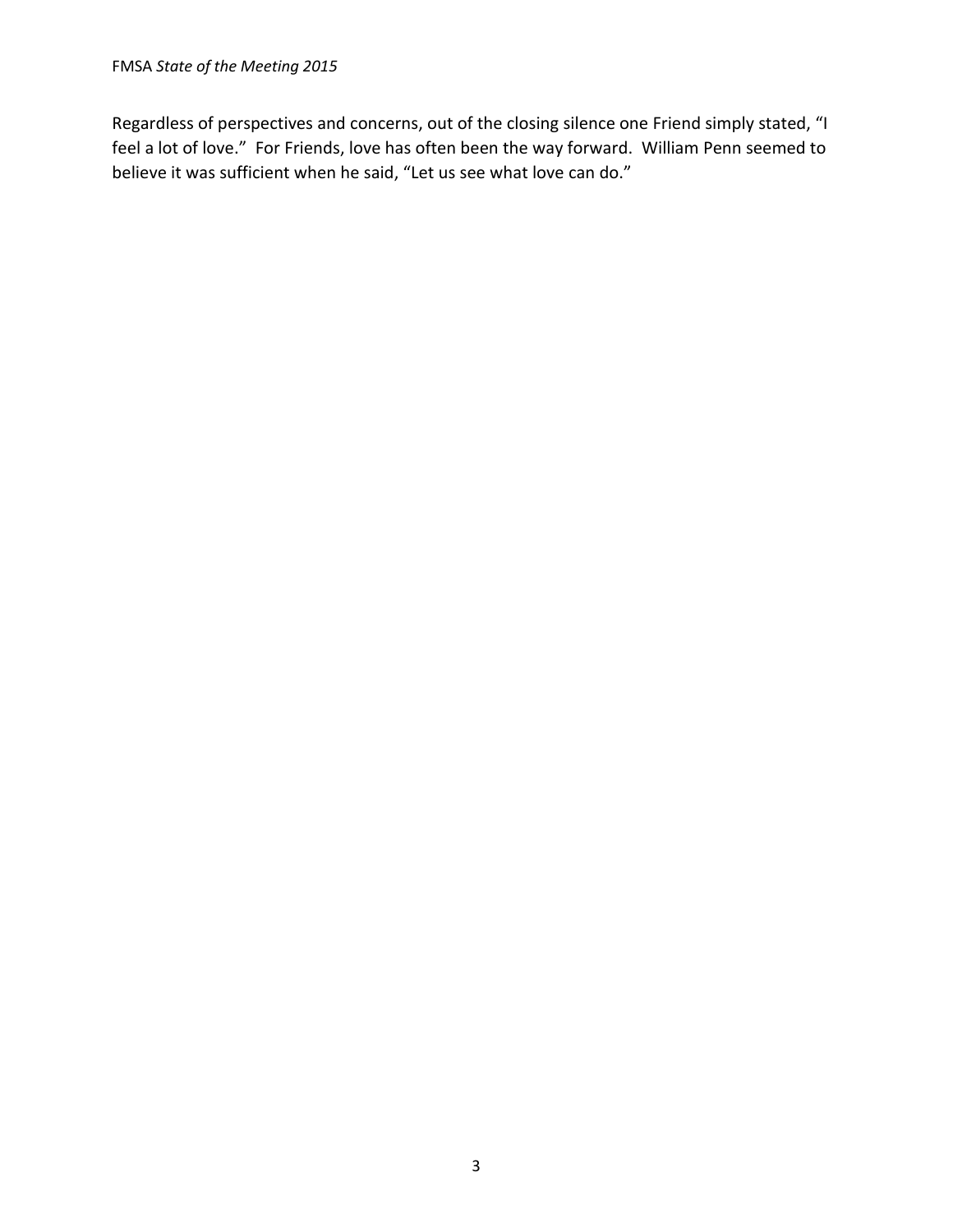Regardless of perspectives and concerns, out of the closing silence one Friend simply stated, "I feel a lot of love." For Friends, love has often been the way forward. William Penn seemed to believe it was sufficient when he said, "Let us see what love can do."